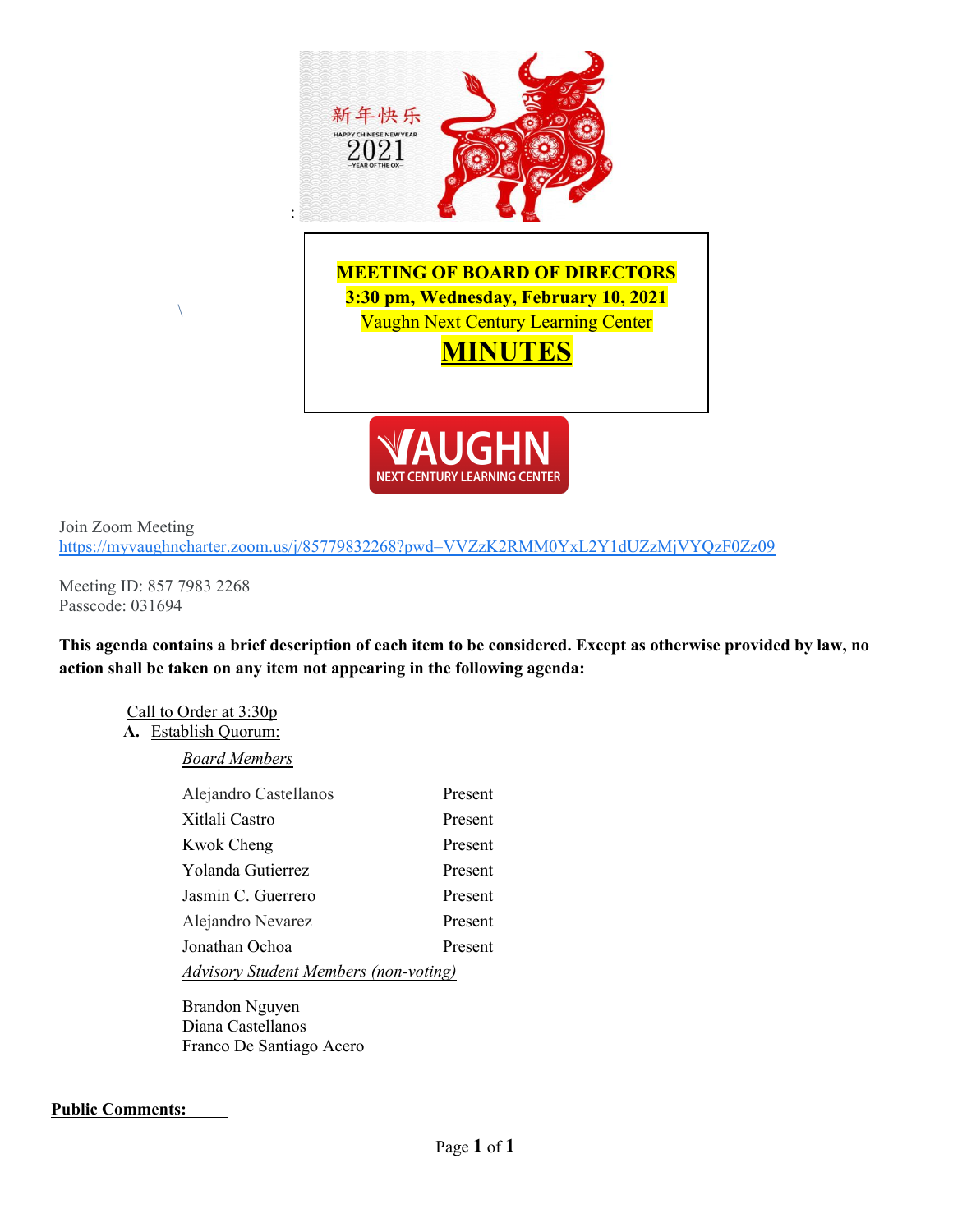# MEETING OF BOARD OF DIRECTORS

**3:30 pm, Wednesday, February 10, 2021**

Vaughn Next Century Learning Center

# MINUTES

Join Zoom Meeting
https://myvaughncharter.zoom.us/j/85779832268?pwd=VVZzK2RMM0YxL2Y1dUZzMjVYQzF0Zz09

Meeting ID: 857 7983 2268
Passcode: 031694

**This agenda contains a brief description of each item to be considered. Except as otherwise provided by law, no action shall be taken on any item not appearing in the following agenda:**

Call to Order at 3:30p

**A.** Establish Quorum:

*Board Members*

| | |
|---|---|
| Alejandro Castellanos | Present |
| Xitlali Castro | Present |
| Kwok Cheng | Present |
| Yolanda Gutierrez | Present |
| Jasmin C. Guerrero | Present |
| Alejandro Nevarez | Present |
| Jonathan Ochoa | Present |

*Advisory Student Members (non-voting)*

Brandon Nguyen
Diana Castellanos
Franco De Santiago Acero

**Public Comments:**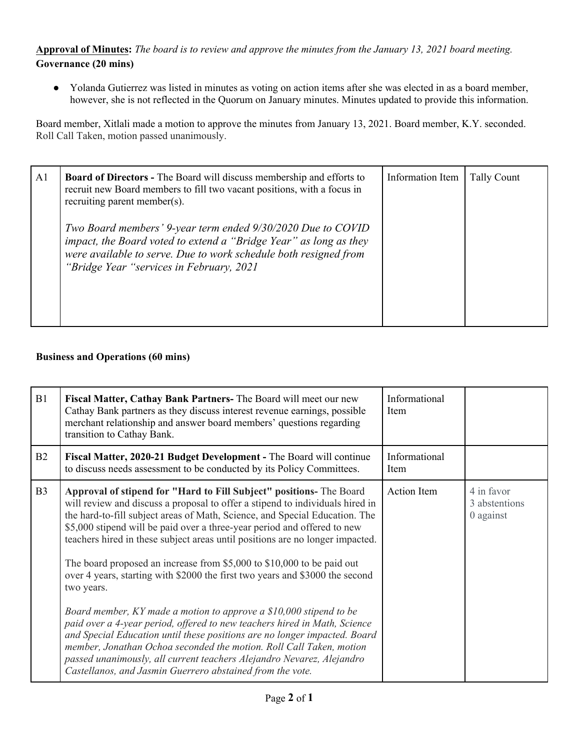**Approval of Minutes:** *The board is to review and approve the minutes from the January 13, 2021 board meeting.*

**Governance (20 mins)**

- Yolanda Gutierrez was listed in minutes as voting on action items after she was elected in as a board member, however, she is not reflected in the Quorum on January minutes. Minutes updated to provide this information.

Board member, Xitlali made a motion to approve the minutes from January 13, 2021. Board member, K.Y. seconded. Roll Call Taken, motion passed unanimously.

| | | | |
|---|---|---|---|
| A1 | **Board of Directors -** The Board will discuss membership and efforts to recruit new Board members to fill two vacant positions, with a focus in recruiting parent member(s).<br><br>*Two Board members' 9-year term ended 9/30/2020 Due to COVID impact, the Board voted to extend a "Bridge Year" as long as they were available to serve. Due to work schedule both resigned from "Bridge Year "services in February, 2021* | Information Item | Tally Count |

**Business and Operations (60 mins)**

| | | | |
|---|---|---|---|
| B1 | **Fiscal Matter, Cathay Bank Partners-** The Board will meet our new Cathay Bank partners as they discuss interest revenue earnings, possible merchant relationship and answer board members' questions regarding transition to Cathay Bank. | Informational Item | |
| B2 | **Fiscal Matter, 2020-21 Budget Development -** The Board will continue to discuss needs assessment to be conducted by its Policy Committees. | Informational Item | |
| B3 | **Approval of stipend for "Hard to Fill Subject" positions-** The Board will review and discuss a proposal to offer a stipend to individuals hired in the hard-to-fill subject areas of Math, Science, and Special Education. The $5,000 stipend will be paid over a three-year period and offered to new teachers hired in these subject areas until positions are no longer impacted.<br><br>The board proposed an increase from $5,000 to $10,000 to be paid out over 4 years, starting with $2000 the first two years and $3000 the second two years.<br><br>*Board member, KY made a motion to approve a $10,000 stipend to be paid over a 4-year period, offered to new teachers hired in Math, Science and Special Education until these positions are no longer impacted. Board member, Jonathan Ochoa seconded the motion. Roll Call Taken, motion passed unanimously, all current teachers Alejandro Nevarez, Alejandro Castellanos, and Jasmin Guerrero abstained from the vote.* | Action Item | 4 in favor<br>3 abstentions<br>0 against |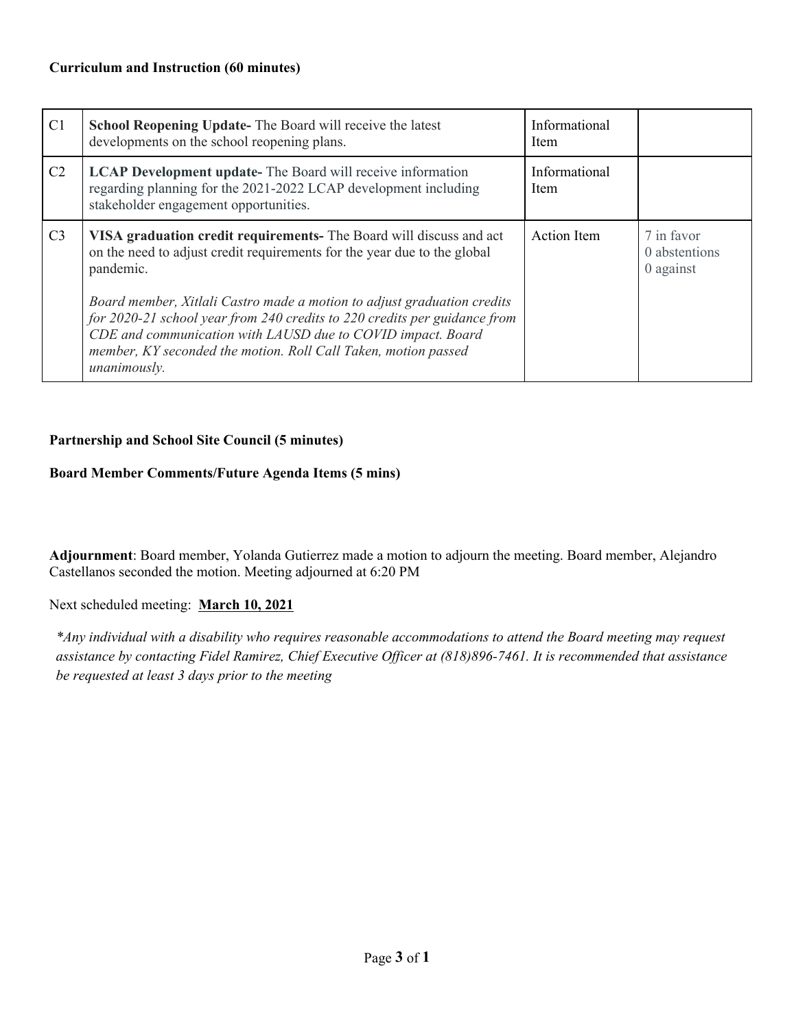**Curriculum and Instruction (60 minutes)**

| | | | |
|---|---|---|---|
| C1 | **School Reopening Update-** The Board will receive the latest developments on the school reopening plans. | Informational Item | |
| C2 | **LCAP Development update-** The Board will receive information regarding planning for the 2021-2022 LCAP development including stakeholder engagement opportunities. | Informational Item | |
| C3 | **VISA graduation credit requirements-** The Board will discuss and act on the need to adjust credit requirements for the year due to the global pandemic.<br><br>*Board member, Xitlali Castro made a motion to adjust graduation credits for 2020-21 school year from 240 credits to 220 credits per guidance from CDE and communication with LAUSD due to COVID impact. Board member, KY seconded the motion. Roll Call Taken, motion passed unanimously.* | Action Item | 7 in favor<br>0 abstentions<br>0 against |

**Partnership and School Site Council (5 minutes)**

**Board Member Comments/Future Agenda Items (5 mins)**

**Adjournment**: Board member, Yolanda Gutierrez made a motion to adjourn the meeting. Board member, Alejandro Castellanos seconded the motion. Meeting adjourned at 6:20 PM

Next scheduled meeting: **March 10, 2021**

*\*Any individual with a disability who requires reasonable accommodations to attend the Board meeting may request assistance by contacting Fidel Ramirez, Chief Executive Officer at (818)896-7461. It is recommended that assistance be requested at least 3 days prior to the meeting*